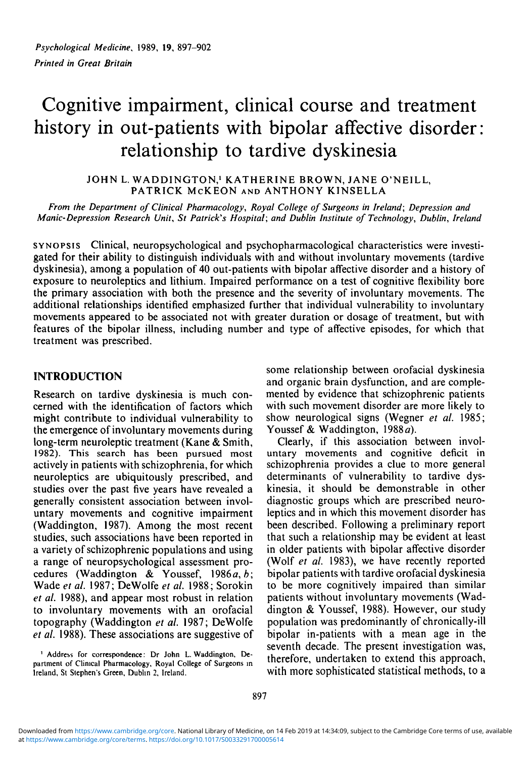# Cognitive impairment, clinical course and treatment history in out-patients with bipolar affective disorder: relationship to tardive dyskinesia

JOHN L. WADDINGTON,[1] KATHERINE BROWN, JANE O'NEILL, PATRICK McKEON AND ANTHONY KINSELLA

*From the Department of Clinical Pharmacology, Royal College of Surgeons in Ireland; Depression and Manic-Depression Research Unit, St Patrick's Hospital; and Dublin Institute of Technology, Dublin, Ireland*

SYNOPSIS Clinical, neuropsychological and psychopharmacological characteristics were investigated for their ability to distinguish individuals with and without involuntary movements (tardive dyskinesia), among a population of 40 out-patients with bipolar affective disorder and a history of exposure to neuroleptics and lithium. Impaired performance on a test of cognitive flexibility bore the primary association with both the presence and the severity of involuntary movements. The additional relationships identified emphasized further that individual vulnerability to involuntary movements appeared to be associated not with greater duration or dosage of treatment, but with features of the bipolar illness, including number and type of affective episodes, for which that treatment was prescribed.

## INTRODUCTION

Research on tardive dyskinesia is much concerned with the identification of factors which might contribute to individual vulnerability to the emergence of involuntary movements during long-term neuroleptic treatment (Kane & Smith, 1982). This search has been pursued most actively in patients with schizophrenia, for which neuroleptics are ubiquitously prescribed, and studies over the past five years have revealed a generally consistent association between involuntary movements and cognitive impairment (Waddington, 1987). Among the most recent studies, such associations have been reported in a variety of schizophrenic populations and using a range of neuropsychological assessment procedures (Waddington & Youssef, 1986*a*, *b*; Wade *et al.* 1987; DeWolfe *et al.* 1988; Sorokin *et al.* 1988), and appear most robust in relation to involuntary movements with an orofacial topography (Waddington *et al.* 1987; DeWolfe *et al.* 1988). These associations are suggestive of some relationship between orofacial dyskinesia and organic brain dysfunction, and are complemented by evidence that schizophrenic patients with such movement disorder are more likely to show neurological signs (Wegner *et al.* 1985; Youssef & Waddington, 1988*a*).

Clearly, if this association between involuntary movements and cognitive deficit in schizophrenia provides a clue to more general determinants of vulnerability to tardive dyskinesia, it should be demonstrable in other diagnostic groups which are prescribed neuroleptics and in which this movement disorder has been described. Following a preliminary report that such a relationship may be evident at least in older patients with bipolar affective disorder (Wolf *et al.* 1983), we have recently reported bipolar patients with tardive orofacial dyskinesia to be more cognitively impaired than similar patients without involuntary movements (Waddington & Youssef, 1988). However, our study population was predominantly of chronically-ill bipolar in-patients with a mean age in the seventh decade. The present investigation was, therefore, undertaken to extend this approach, with more sophisticated statistical methods, to a

[1] Address for correspondence: Dr John L. Waddington, Department of Clinical Pharmacology, Royal College of Surgeons in Ireland, St Stephen's Green, Dublin 2, Ireland.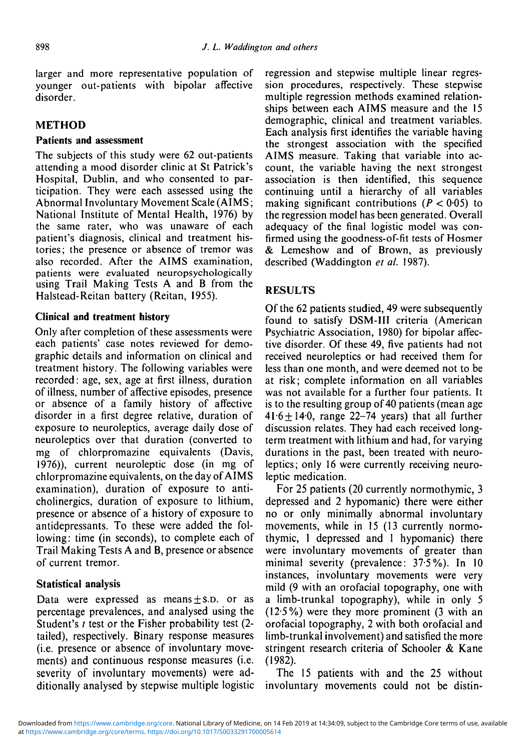larger and more representative population of younger out-patients with bipolar affective disorder.

## METHOD

### Patients and assessment

The subjects of this study were 62 out-patients attending a mood disorder clinic at St Patrick's Hospital, Dublin, and who consented to participation. They were each assessed using the Abnormal Involuntary Movement Scale (AIMS; National Institute of Mental Health, 1976) by the same rater, who was unaware of each patient's diagnosis, clinical and treatment histories; the presence or absence of tremor was also recorded. After the AIMS examination, patients were evaluated neuropsychologically using Trail Making Tests A and B from the Halstead-Reitan battery (Reitan, 1955).

### Clinical and treatment history

Only after completion of these assessments were each patients' case notes reviewed for demographic details and information on clinical and treatment history. The following variables were recorded: age, sex, age at first illness, duration of illness, number of affective episodes, presence or absence of a family history of affective disorder in a first degree relative, duration of exposure to neuroleptics, average daily dose of neuroleptics over that duration (converted to mg of chlorpromazine equivalents (Davis, 1976)), current neuroleptic dose (in mg of chlorpromazine equivalents, on the day of AIMS examination), duration of exposure to anticholinergics, duration of exposure to lithium, presence or absence of a history of exposure to antidepressants. To these were added the following: time (in seconds), to complete each of Trail Making Tests A and B, presence or absence of current tremor.

### Statistical analysis

Data were expressed as means ± S.D. or as percentage prevalences, and analysed using the Student's *t* test or the Fisher probability test (2-tailed), respectively. Binary response measures (i.e. presence or absence of involuntary movements) and continuous response measures (i.e. severity of involuntary movements) were additionally analysed by stepwise multiple logistic regression and stepwise multiple linear regression procedures, respectively. These stepwise multiple regression methods examined relationships between each AIMS measure and the 15 demographic, clinical and treatment variables. Each analysis first identifies the variable having the strongest association with the specified AIMS measure. Taking that variable into account, the variable having the next strongest association is then identified, this sequence continuing until a hierarchy of all variables making significant contributions ($P < 0.05$) to the regression model has been generated. Overall adequacy of the final logistic model was confirmed using the goodness-of-fit tests of Hosmer & Lemeshow and of Brown, as previously described (Waddington *et al.* 1987).

## RESULTS

Of the 62 patients studied, 49 were subsequently found to satisfy DSM-III criteria (American Psychiatric Association, 1980) for bipolar affective disorder. Of these 49, five patients had not received neuroleptics or had received them for less than one month, and were deemed not to be at risk; complete information on all variables was not available for a further four patients. It is to the resulting group of 40 patients (mean age 41·6 ± 14·0, range 22–74 years) that all further discussion relates. They had each received long-term treatment with lithium and had, for varying durations in the past, been treated with neuroleptics; only 16 were currently receiving neuroleptic medication.

For 25 patients (20 currently normothymic, 3 depressed and 2 hypomanic) there were either no or only minimally abnormal involuntary movements, while in 15 (13 currently normothymic, 1 depressed and 1 hypomanic) there were involuntary movements of greater than minimal severity (prevalence: 37·5%). In 10 instances, involuntary movements were very mild (9 with an orofacial topography, one with a limb-trunkal topography), while in only 5 (12·5%) were they more prominent (3 with an orofacial topography, 2 with both orofacial and limb-trunkal involvement) and satisfied the more stringent research criteria of Schooler & Kane (1982).

The 15 patients with and the 25 without involuntary movements could not be distin-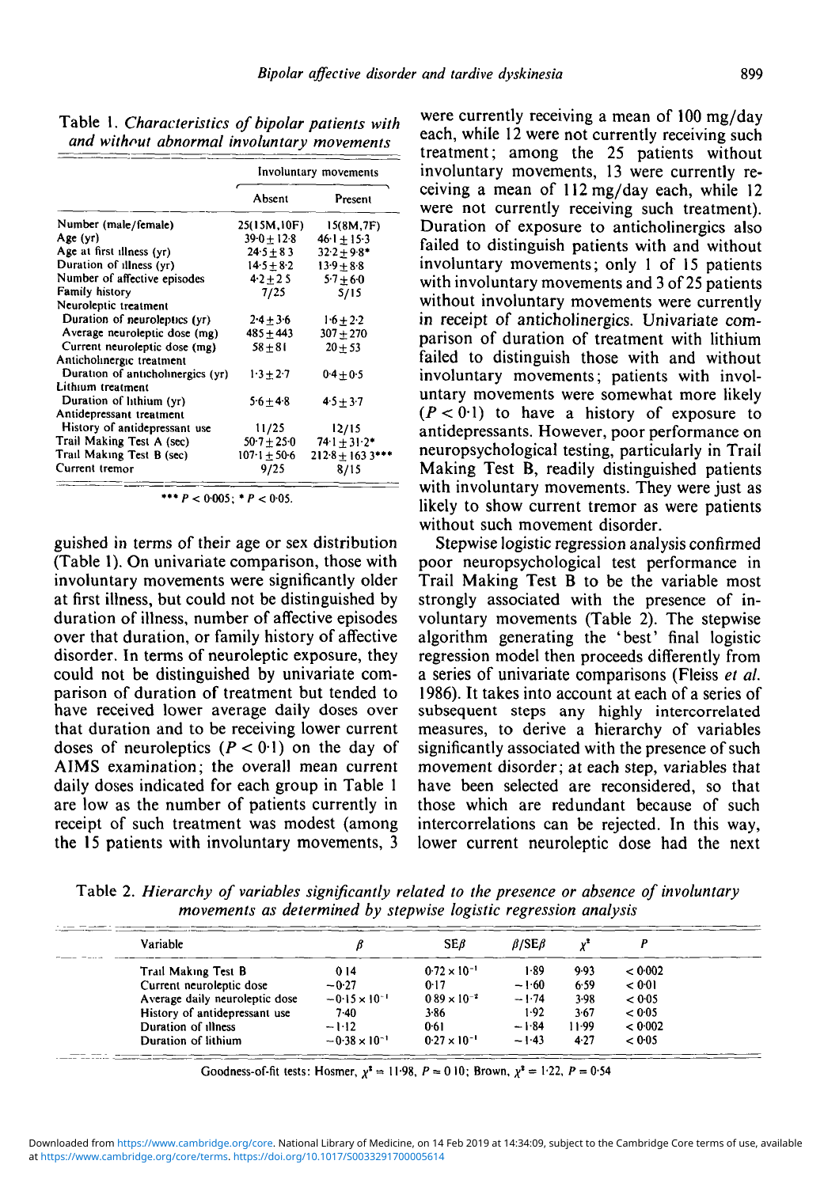Table 1. *Characteristics of bipolar patients with and without abnormal involuntary movements*

| | Involuntary movements | |
|---|---|---|
| | Absent | Present |
| Number (male/female) | 25(15M,10F) | 15(8M,7F) |
| Age (yr) | 39·0 ± 12·8 | 46·1 ± 15·3 |
| Age at first illness (yr) | 24·5 ± 8·3 | 32·2 ± 9·8* |
| Duration of illness (yr) | 14·5 ± 8·2 | 13·9 ± 8·8 |
| Number of affective episodes | 4·2 ± 2·5 | 5·7 ± 6·0 |
| Family history | 7/25 | 5/15 |
| Neuroleptic treatment | | |
| Duration of neuroleptics (yr) | 2·4 ± 3·6 | 1·6 ± 2·2 |
| Average neuroleptic dose (mg) | 485 ± 443 | 307 ± 270 |
| Current neuroleptic dose (mg) | 58 ± 81 | 20 ± 53 |
| Anticholinergic treatment | | |
| Duration of anticholinergics (yr) | 1·3 ± 2·7 | 0·4 ± 0·5 |
| Lithium treatment | | |
| Duration of lithium (yr) | 5·6 ± 4·8 | 4·5 ± 3·7 |
| Antidepressant treatment | | |
| History of antidepressant use | 11/25 | 12/15 |
| Trail Making Test A (sec) | 50·7 ± 25·0 | 74·1 ± 31·2* |
| Trail Making Test B (sec) | 107·1 ± 50·6 | 212·8 ± 163·3*** |
| Current tremor | 9/25 | 8/15 |

*** $P < 0·005$; * $P < 0·05$.

guished in terms of their age or sex distribution (Table 1). On univariate comparison, those with involuntary movements were significantly older at first illness, but could not be distinguished by duration of illness, number of affective episodes over that duration, or family history of affective disorder. In terms of neuroleptic exposure, they could not be distinguished by univariate comparison of duration of treatment but tended to have received lower average daily doses over that duration and to be receiving lower current doses of neuroleptics ($P < 0·1$) on the day of AIMS examination; the overall mean current daily doses indicated for each group in Table 1 are low as the number of patients currently in receipt of such treatment was modest (among the 15 patients with involuntary movements, 3 were currently receiving a mean of 100 mg/day each, while 12 were not currently receiving such treatment; among the 25 patients without involuntary movements, 13 were currently receiving a mean of 112 mg/day each, while 12 were not currently receiving such treatment). Duration of exposure to anticholinergics also failed to distinguish patients with and without involuntary movements; only 1 of 15 patients with involuntary movements and 3 of 25 patients without involuntary movements were currently in receipt of anticholinergics. Univariate comparison of duration of treatment with lithium failed to distinguish those with and without involuntary movements; patients with involuntary movements were somewhat more likely ($P < 0·1$) to have a history of exposure to antidepressants. However, poor performance on neuropsychological testing, particularly in Trail Making Test B, readily distinguished patients with involuntary movements. They were just as likely to show current tremor as were patients without such movement disorder.

Stepwise logistic regression analysis confirmed poor neuropsychological test performance in Trail Making Test B to be the variable most strongly associated with the presence of involuntary movements (Table 2). The stepwise algorithm generating the 'best' final logistic regression model then proceeds differently from a series of univariate comparisons (Fleiss *et al.* 1986). It takes into account at each of a series of subsequent steps any highly intercorrelated measures, to derive a hierarchy of variables significantly associated with the presence of such movement disorder; at each step, variables that have been selected are reconsidered, so that those which are redundant because of such intercorrelations can be rejected. In this way, lower current neuroleptic dose had the next

Table 2. *Hierarchy of variables significantly related to the presence or absence of involuntary movements as determined by stepwise logistic regression analysis*

| Variable | $\beta$ | SE$\beta$ | $\beta$/SE$\beta$ | $\chi^2$ | *P* |
|---|---|---|---|---|---|
| Trail Making Test B | 0·14 | $0·72 \times 10^{-1}$ | 1·89 | 9·93 | < 0·002 |
| Current neuroleptic dose | −0·27 | 0·17 | −1·60 | 6·59 | < 0·01 |
| Average daily neuroleptic dose | $-0·15 \times 10^{-1}$ | $0·89 \times 10^{-2}$ | −1·74 | 3·98 | < 0·05 |
| History of antidepressant use | 7·40 | 3·86 | 1·92 | 3·67 | < 0·05 |
| Duration of illness | −1·12 | 0·61 | −1·84 | 11·99 | < 0·002 |
| Duration of lithium | $-0·38 \times 10^{-1}$ | $0·27 \times 10^{-1}$ | −1·43 | 4·27 | < 0·05 |

Goodness-of-fit tests: Hosmer, $\chi^2 = 11·98$, $P = 0·10$; Brown, $\chi^2 = 1·22$, $P = 0·54$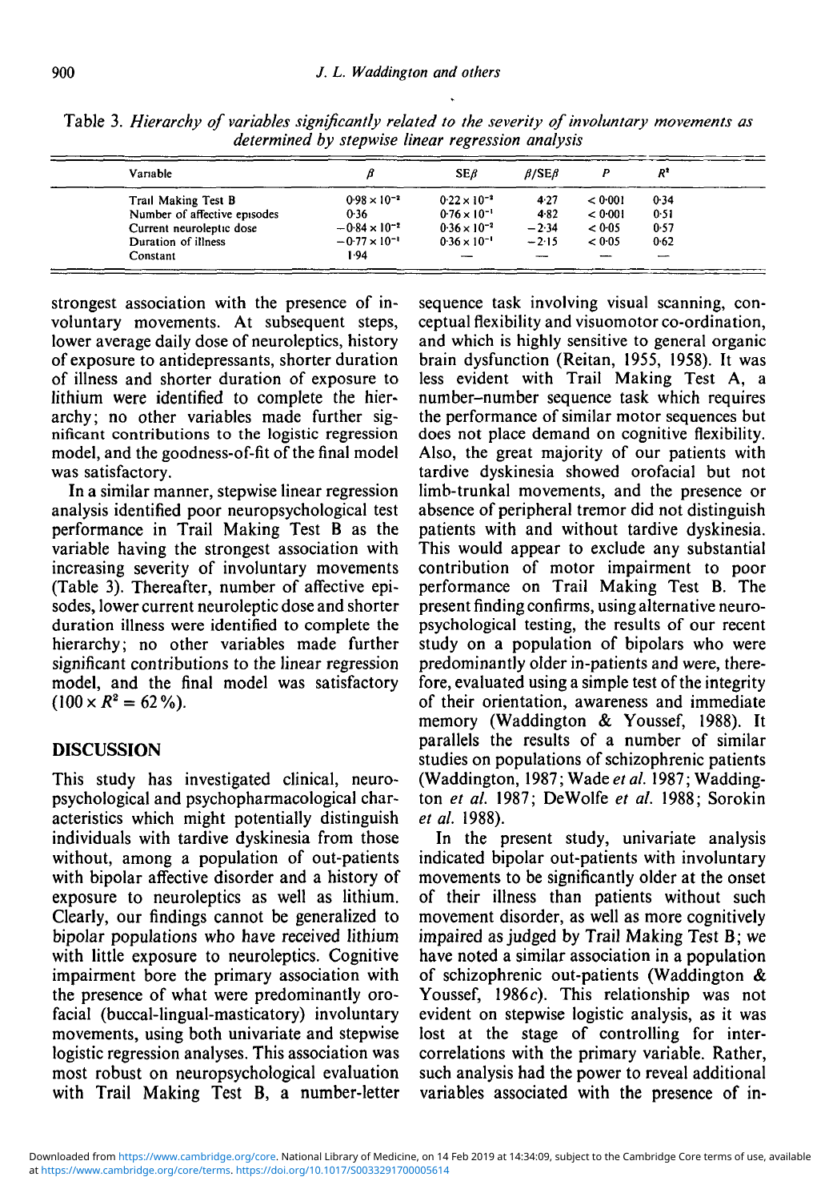Table 3. *Hierarchy of variables significantly related to the severity of involuntary movements as determined by stepwise linear regression analysis*

| Variable | $\beta$ | SE$\beta$ | $\beta$/SE$\beta$ | *P* | $R^2$ |
|---|---|---|---|---|---|
| Trail Making Test B | $0.98 \times 10^{-2}$ | $0.22 \times 10^{-2}$ | 4.27 | < 0.001 | 0.34 |
| Number of affective episodes | 0.36 | $0.76 \times 10^{-1}$ | 4.82 | < 0.001 | 0.51 |
| Current neuroleptic dose | $-0.84 \times 10^{-2}$ | $0.36 \times 10^{-2}$ | −2.34 | < 0.05 | 0.57 |
| Duration of illness | $-0.77 \times 10^{-1}$ | $0.36 \times 10^{-1}$ | −2.15 | < 0.05 | 0.62 |
| Constant | 1.94 | — | — | — | — |

strongest association with the presence of involuntary movements. At subsequent steps, lower average daily dose of neuroleptics, history of exposure to antidepressants, shorter duration of illness and shorter duration of exposure to lithium were identified to complete the hierarchy; no other variables made further significant contributions to the logistic regression model, and the goodness-of-fit of the final model was satisfactory.

In a similar manner, stepwise linear regression analysis identified poor neuropsychological test performance in Trail Making Test B as the variable having the strongest association with increasing severity of involuntary movements (Table 3). Thereafter, number of affective episodes, lower current neuroleptic dose and shorter duration illness were identified to complete the hierarchy; no other variables made further significant contributions to the linear regression model, and the final model was satisfactory ($100 \times R^2 = 62\%$).

## DISCUSSION

This study has investigated clinical, neuropsychological and psychopharmacological characteristics which might potentially distinguish individuals with tardive dyskinesia from those without, among a population of out-patients with bipolar affective disorder and a history of exposure to neuroleptics as well as lithium. Clearly, our findings cannot be generalized to bipolar populations who have received lithium with little exposure to neuroleptics. Cognitive impairment bore the primary association with the presence of what were predominantly orofacial (buccal-lingual-masticatory) involuntary movements, using both univariate and stepwise logistic regression analyses. This association was most robust on neuropsychological evaluation with Trail Making Test B, a number-letter sequence task involving visual scanning, conceptual flexibility and visuomotor co-ordination, and which is highly sensitive to general organic brain dysfunction (Reitan, 1955, 1958). It was less evident with Trail Making Test A, a number–number sequence task which requires the performance of similar motor sequences but does not place demand on cognitive flexibility. Also, the great majority of our patients with tardive dyskinesia showed orofacial but not limb-trunkal movements, and the presence or absence of peripheral tremor did not distinguish patients with and without tardive dyskinesia. This would appear to exclude any substantial contribution of motor impairment to poor performance on Trail Making Test B. The present finding confirms, using alternative neuropsychological testing, the results of our recent study on a population of bipolars who were predominantly older in-patients and were, therefore, evaluated using a simple test of the integrity of their orientation, awareness and immediate memory (Waddington & Youssef, 1988). It parallels the results of a number of similar studies on populations of schizophrenic patients (Waddington, 1987; Wade *et al.* 1987; Waddington *et al.* 1987; DeWolfe *et al.* 1988; Sorokin *et al.* 1988).

In the present study, univariate analysis indicated bipolar out-patients with involuntary movements to be significantly older at the onset of their illness than patients without such movement disorder, as well as more cognitively impaired as judged by Trail Making Test B; we have noted a similar association in a population of schizophrenic out-patients (Waddington & Youssef, 1986*c*). This relationship was not evident on stepwise logistic analysis, as it was lost at the stage of controlling for intercorrelations with the primary variable. Rather, such analysis had the power to reveal additional variables associated with the presence of in-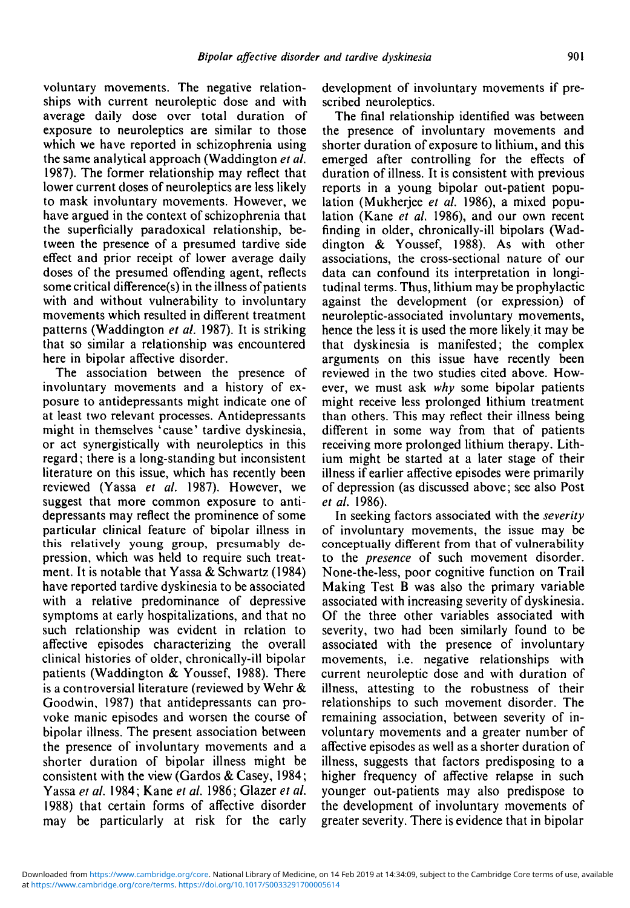voluntary movements. The negative relationships with current neuroleptic dose and with average daily dose over total duration of exposure to neuroleptics are similar to those which we have reported in schizophrenia using the same analytical approach (Waddington *et al.* 1987). The former relationship may reflect that lower current doses of neuroleptics are less likely to mask involuntary movements. However, we have argued in the context of schizophrenia that the superficially paradoxical relationship, between the presence of a presumed tardive side effect and prior receipt of lower average daily doses of the presumed offending agent, reflects some critical difference(s) in the illness of patients with and without vulnerability to involuntary movements which resulted in different treatment patterns (Waddington *et al.* 1987). It is striking that so similar a relationship was encountered here in bipolar affective disorder.

The association between the presence of involuntary movements and a history of exposure to antidepressants might indicate one of at least two relevant processes. Antidepressants might in themselves 'cause' tardive dyskinesia, or act synergistically with neuroleptics in this regard; there is a long-standing but inconsistent literature on this issue, which has recently been reviewed (Yassa *et al.* 1987). However, we suggest that more common exposure to antidepressants may reflect the prominence of some particular clinical feature of bipolar illness in this relatively young group, presumably depression, which was held to require such treatment. It is notable that Yassa & Schwartz (1984) have reported tardive dyskinesia to be associated with a relative predominance of depressive symptoms at early hospitalizations, and that no such relationship was evident in relation to affective episodes characterizing the overall clinical histories of older, chronically-ill bipolar patients (Waddington & Youssef, 1988). There is a controversial literature (reviewed by Wehr & Goodwin, 1987) that antidepressants can provoke manic episodes and worsen the course of bipolar illness. The present association between the presence of involuntary movements and a shorter duration of bipolar illness might be consistent with the view (Gardos & Casey, 1984; Yassa *et al.* 1984; Kane *et al.* 1986; Glazer *et al.* 1988) that certain forms of affective disorder may be particularly at risk for the early development of involuntary movements if prescribed neuroleptics.

The final relationship identified was between the presence of involuntary movements and shorter duration of exposure to lithium, and this emerged after controlling for the effects of duration of illness. It is consistent with previous reports in a young bipolar out-patient population (Mukherjee *et al.* 1986), a mixed population (Kane *et al.* 1986), and our own recent finding in older, chronically-ill bipolars (Waddington & Youssef, 1988). As with other associations, the cross-sectional nature of our data can confound its interpretation in longitudinal terms. Thus, lithium may be prophylactic against the development (or expression) of neuroleptic-associated involuntary movements, hence the less it is used the more likely it may be that dyskinesia is manifested; the complex arguments on this issue have recently been reviewed in the two studies cited above. However, we must ask *why* some bipolar patients might receive less prolonged lithium treatment than others. This may reflect their illness being different in some way from that of patients receiving more prolonged lithium therapy. Lithium might be started at a later stage of their illness if earlier affective episodes were primarily of depression (as discussed above; see also Post *et al.* 1986).

In seeking factors associated with the *severity* of involuntary movements, the issue may be conceptually different from that of vulnerability to the *presence* of such movement disorder. None-the-less, poor cognitive function on Trail Making Test B was also the primary variable associated with increasing severity of dyskinesia. Of the three other variables associated with severity, two had been similarly found to be associated with the presence of involuntary movements, i.e. negative relationships with current neuroleptic dose and with duration of illness, attesting to the robustness of their relationships to such movement disorder. The remaining association, between severity of involuntary movements and a greater number of affective episodes as well as a shorter duration of illness, suggests that factors predisposing to a higher frequency of affective relapse in such younger out-patients may also predispose to the development of involuntary movements of greater severity. There is evidence that in bipolar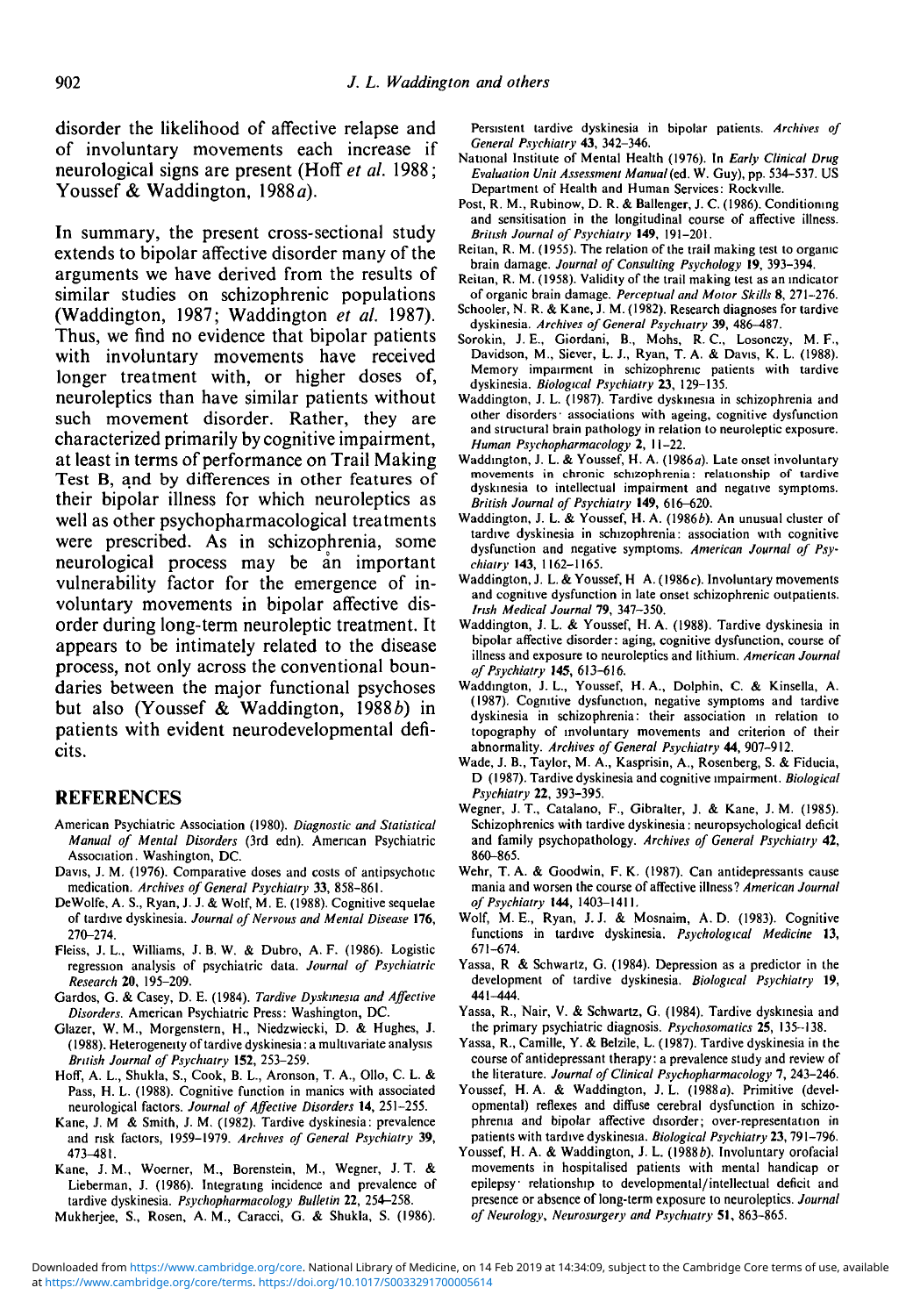disorder the likelihood of affective relapse and of involuntary movements each increase if neurological signs are present (Hoff *et al.* 1988; Youssef & Waddington, 1988*a*).

In summary, the present cross-sectional study extends to bipolar affective disorder many of the arguments we have derived from the results of similar studies on schizophrenic populations (Waddington, 1987; Waddington *et al.* 1987). Thus, we find no evidence that bipolar patients with involuntary movements have received longer treatment with, or higher doses of, neuroleptics than have similar patients without such movement disorder. Rather, they are characterized primarily by cognitive impairment, at least in terms of performance on Trail Making Test B, and by differences in other features of their bipolar illness for which neuroleptics as well as other psychopharmacological treatments were prescribed. As in schizophrenia, some neurological process may be an important vulnerability factor for the emergence of involuntary movements in bipolar affective disorder during long-term neuroleptic treatment. It appears to be intimately related to the disease process, not only across the conventional boundaries between the major functional psychoses but also (Youssef & Waddington, 1988*b*) in patients with evident neurodevelopmental deficits.

## REFERENCES

American Psychiatric Association (1980). *Diagnostic and Statistical Manual of Mental Disorders* (3rd edn). American Psychiatric Association. Washington, DC.

Davis, J. M. (1976). Comparative doses and costs of antipsychotic medication. *Archives of General Psychiatry* **33**, 858–861.

DeWolfe, A. S., Ryan, J. J. & Wolf, M. E. (1988). Cognitive sequelae of tardive dyskinesia. *Journal of Nervous and Mental Disease* **176**, 270–274.

Fleiss, J. L., Williams, J. B. W. & Dubro, A. F. (1986). Logistic regression analysis of psychiatric data. *Journal of Psychiatric Research* **20**, 195–209.

Gardos, G. & Casey, D. E. (1984). *Tardive Dyskinesia and Affective Disorders.* American Psychiatric Press: Washington, DC.

Glazer, W. M., Morgenstern, H., Niedzwiecki, D. & Hughes, J. (1988). Heterogeneity of tardive dyskinesia: a multivariate analysis *British Journal of Psychiatry* **152**, 253–259.

Hoff, A. L., Shukla, S., Cook, B. L., Aronson, T. A., Ollo, C. L. & Pass, H. L. (1988). Cognitive function in manics with associated neurological factors. *Journal of Affective Disorders* **14**, 251–255.

Kane, J. M & Smith, J. M. (1982). Tardive dyskinesia: prevalence and risk factors, 1959–1979. *Archives of General Psychiatry* **39**, 473–481.

Kane, J. M., Woerner, M., Borenstein, M., Wegner, J. T. & Lieberman, J. (1986). Integrating incidence and prevalence of tardive dyskinesia. *Psychopharmacology Bulletin* **22**, 254–258.

Mukherjee, S., Rosen, A. M., Caracci, G. & Shukla, S. (1986). Persistent tardive dyskinesia in bipolar patients. *Archives of General Psychiatry* **43**, 342–346.

National Institute of Mental Health (1976). In *Early Clinical Drug Evaluation Unit Assessment Manual* (ed. W. Guy), pp. 534–537. US Department of Health and Human Services: Rockville.

Post, R. M., Rubinow, D. R. & Ballenger, J. C. (1986). Conditioning and sensitisation in the longitudinal course of affective illness. *British Journal of Psychiatry* **149**, 191–201.

Reitan, R. M. (1955). The relation of the trail making test to organic brain damage. *Journal of Consulting Psychology* **19**, 393–394.

Reitan, R. M. (1958). Validity of the trail making test as an indicator of organic brain damage. *Perceptual and Motor Skills* **8**, 271–276.

Schooler, N. R. & Kane, J. M. (1982). Research diagnoses for tardive dyskinesia. *Archives of General Psychiatry* **39**, 486–487.

Sorokin, J. E., Giordani, B., Mohs, R. C., Losonczy, M. F., Davidson, M., Siever, L. J., Ryan, T. A. & Davis, K. L. (1988). Memory impairment in schizophrenic patients with tardive dyskinesia. *Biological Psychiatry* **23**, 129–135.

Waddington, J. L. (1987). Tardive dyskinesia in schizophrenia and other disorders: associations with ageing, cognitive dysfunction and structural brain pathology in relation to neuroleptic exposure. *Human Psychopharmacology* **2**, 11–22.

Waddington, J. L. & Youssef, H. A. (1986*a*). Late onset involuntary movements in chronic schizophrenia: relationship of tardive dyskinesia to intellectual impairment and negative symptoms. *British Journal of Psychiatry* **149**, 616–620.

Waddington, J. L. & Youssef, H. A. (1986*b*). An unusual cluster of tardive dyskinesia in schizophrenia: association with cognitive dysfunction and negative symptoms. *American Journal of Psychiatry* **143**, 1162–1165.

Waddington, J. L. & Youssef, H A. (1986*c*). Involuntary movements and cognitive dysfunction in late onset schizophrenic outpatients. *Irish Medical Journal* **79**, 347–350.

Waddington, J. L. & Youssef, H. A. (1988). Tardive dyskinesia in bipolar affective disorder: aging, cognitive dysfunction, course of illness and exposure to neuroleptics and lithium. *American Journal of Psychiatry* **145**, 613–616.

Waddington, J. L., Youssef, H. A., Dolphin, C. & Kinsella, A. (1987). Cognitive dysfunction, negative symptoms and tardive dyskinesia in schizophrenia: their association in relation to topography of involuntary movements and criterion of their abnormality. *Archives of General Psychiatry* **44**, 907–912.

Wade, J. B., Taylor, M. A., Kasprisin, A., Rosenberg, S. & Fiducia, D (1987). Tardive dyskinesia and cognitive impairment. *Biological Psychiatry* **22**, 393–395.

Wegner, J. T., Catalano, F., Gibralter, J. & Kane, J. M. (1985). Schizophrenics with tardive dyskinesia: neuropsychological deficit and family psychopathology. *Archives of General Psychiatry* **42**, 860–865.

Wehr, T. A. & Goodwin, F. K. (1987). Can antidepressants cause mania and worsen the course of affective illness? *American Journal of Psychiatry* **144**, 1403–1411.

Wolf, M. E., Ryan, J. J. & Mosnaim, A. D. (1983). Cognitive functions in tardive dyskinesia. *Psychological Medicine* **13**, 671–674.

Yassa, R & Schwartz, G. (1984). Depression as a predictor in the development of tardive dyskinesia. *Biological Psychiatry* **19**, 441–444.

Yassa, R., Nair, V. & Schwartz, G. (1984). Tardive dyskinesia and the primary psychiatric diagnosis. *Psychosomatics* **25**, 135–138.

Yassa, R., Camille, Y. & Belzile, L. (1987). Tardive dyskinesia in the course of antidepressant therapy: a prevalence study and review of the literature. *Journal of Clinical Psychopharmacology* **7**, 243–246.

Youssef, H. A. & Waddington, J. L. (1988*a*). Primitive (developmental) reflexes and diffuse cerebral dysfunction in schizophrenia and bipolar affective disorder; over-representation in patients with tardive dyskinesia. *Biological Psychiatry* **23**, 791–796.

Youssef, H. A. & Waddington, J. L. (1988*b*). Involuntary orofacial movements in hospitalised patients with mental handicap or epilepsy: relationship to developmental/intellectual deficit and presence or absence of long-term exposure to neuroleptics. *Journal of Neurology, Neurosurgery and Psychiatry* **51**, 863–865.